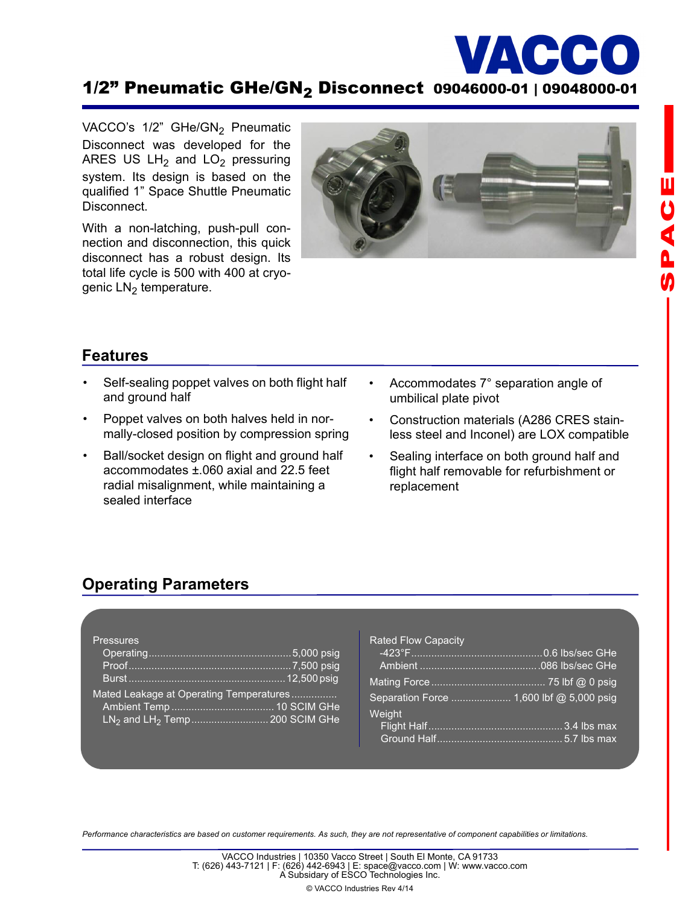# VACCO

## 1/2" Pneumatic $GHe/GN_2$ Disconnect 09046000-01 | 09048000-01

VACCO's 1/2" $GHe/GN_2$ Pneumatic Disconnect was developed for the ARES US $LH_2$ and $LO_2$ pressuring system. Its design is based on the qualified 1" Space Shuttle Pneumatic Disconnect.

With a non-latching, push-pull connection and disconnection, this quick disconnect has a robust design. Its total life cycle is 500 with 400 at cryogenic $LN_2$ temperature.

## Features

- Self-sealing poppet valves on both flight half and ground half
- Poppet valves on both halves held in normally-closed position by compression spring
- Ball/socket design on flight and ground half accommodates ±.060 axial and 22.5 feet radial misalignment, while maintaining a sealed interface
- Accommodates 7° separation angle of umbilical plate pivot
- Construction materials (A286 CRES stainless steel and Inconel) are LOX compatible
- Sealing interface on both ground half and flight half removable for refurbishment or replacement

## Operating Parameters

**Pressures**
- Operating: 5,000 psig
- Proof: 7,500 psig
- Burst: 12,500 psig

**Mated Leakage at Operating Temperatures**
- Ambient Temp: 10 SCIM GHe
- $LN_2$ and $LH_2$ Temp: 200 SCIM GHe

**Rated Flow Capacity**
- -423°F: 0.6 lbs/sec GHe
- Ambient: .086 lbs/sec GHe

**Mating Force:** 75 lbf @ 0 psig

**Separation Force:** 1,600 lbf @ 5,000 psig

**Weight**
- Flight Half: 3.4 lbs max
- Ground Half: 5.7 lbs max

*Performance characteristics are based on customer requirements. As such, they are not representative of component capabilities or limitations.*

VACCO Industries | 10350 Vacco Street | South El Monte, CA 91733
T: (626) 443-7121 | F: (626) 442-6943 | E: space@vacco.com | W: www.vacco.com
A Subsidiary of ESCO Technologies Inc.

© VACCO Industries Rev 4/14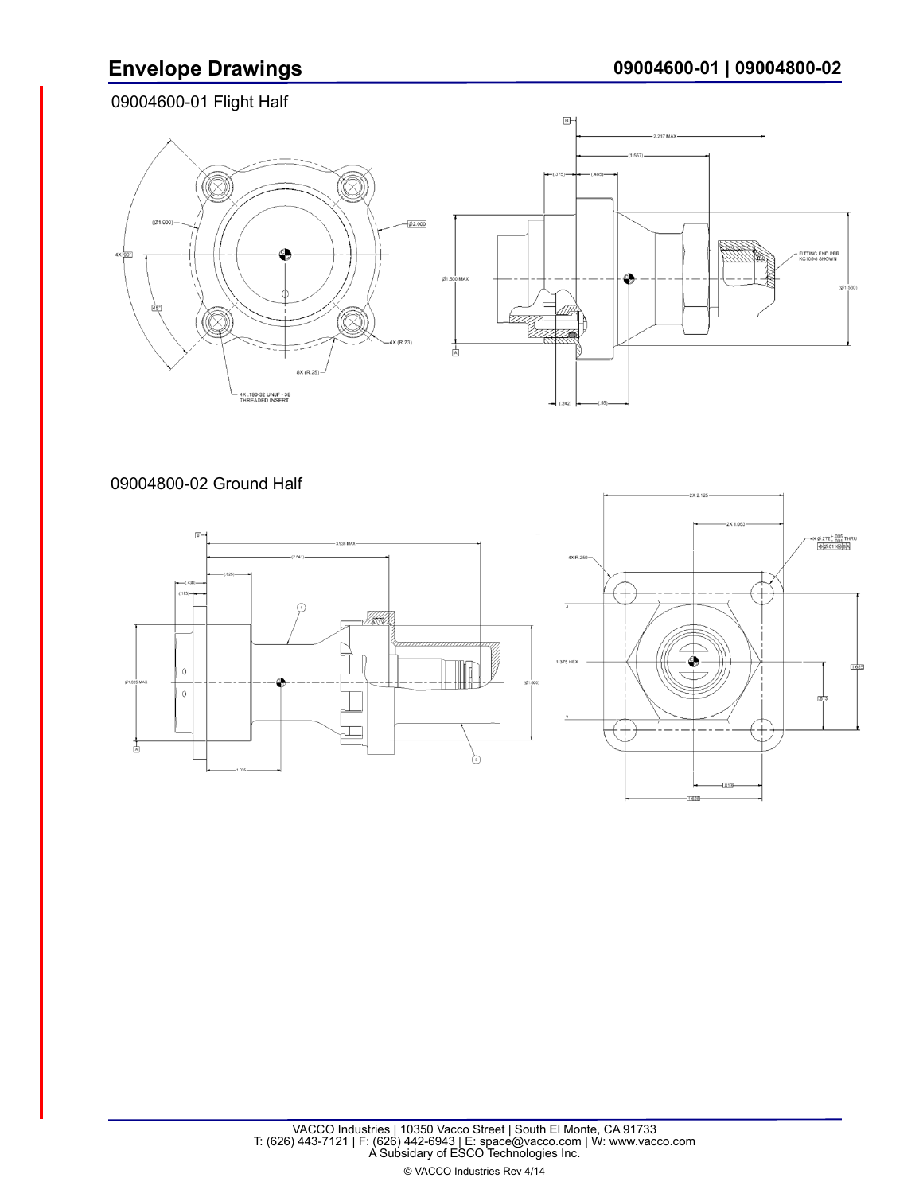## Envelope Drawings

### 09004600-01 Flight Half

B
2.217 MAX
(1.557)
(.375)
(.465)
(Ø1.000)
Ø2.000
4X 90°
45°
4X (R.23)
8X (R.25)
4X .190-32 UNJF - 3B
THREADED INSERT
Ø1.500 MAX
FITTING END PER
KC105-8 SHOWN
(Ø1.560)
A
(.242)
(.55)

### 09004800-02 Ground Half

B
3.938 MAX
(2.541)
(.625)
(.438)
(.193)
1
Ø1.625 MAX
(Ø1.600)
A
1.035
3
2X 2.125
2X 1.063
4X R.250
4X Ø.272 +.005/-.001 THRU
⊕ Ø.010 Ⓜ B A
1.375 HEX
1.625
.813
.813
1.625